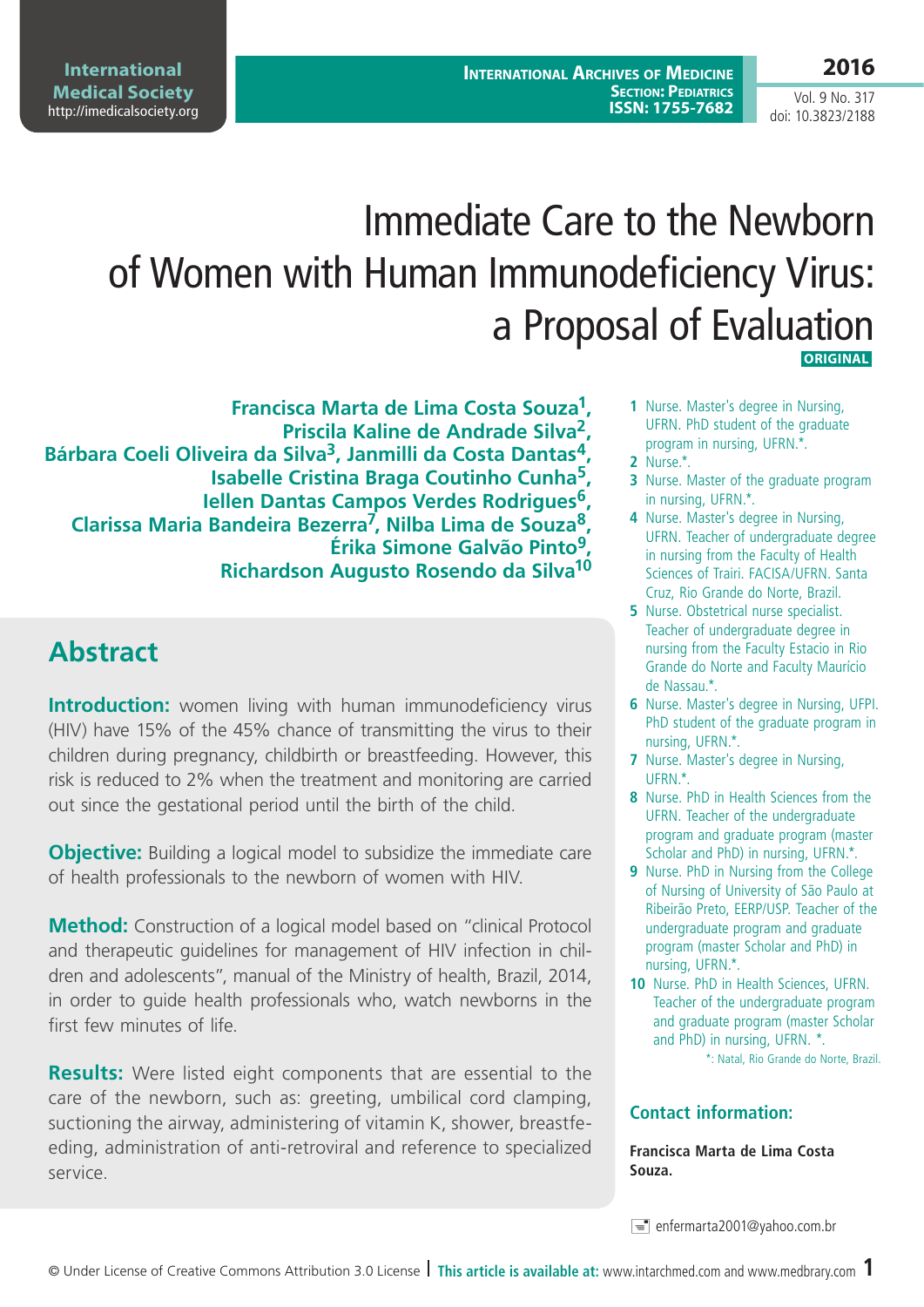# Immediate Care to the Newborn of Women with Human Immunodeficiency Virus: a Proposal of Evaluation

ORIGINAL

**Francisca Marta de Lima Costa Souza[1], Priscila Kaline de Andrade Silva[2], Bárbara Coeli Oliveira da Silva[3], Janmilli da Costa Dantas[4], Isabelle Cristina Braga Coutinho Cunha[5], Iellen Dantas Campos Verdes Rodrigues[6], Clarissa Maria Bandeira Bezerra[7], Nilba Lima de Souza[8], Érika Simone Galvão Pinto[9], Richardson Augusto Rosendo da Silva[10]**

1 Nurse. Master's degree in Nursing, UFRN. PhD student of the graduate program in nursing, UFRN.*.

2 Nurse.*.

3 Nurse. Master of the graduate program in nursing, UFRN.*.

4 Nurse. Master's degree in Nursing, UFRN. Teacher of undergraduate degree in nursing from the Faculty of Health Sciences of Trairi. FACISA/UFRN. Santa Cruz, Rio Grande do Norte, Brazil.

5 Nurse. Obstetrical nurse specialist. Teacher of undergraduate degree in nursing from the Faculty Estacio in Rio Grande do Norte and Faculty Maurício de Nassau.*.

6 Nurse. Master's degree in Nursing, UFPI. PhD student of the graduate program in nursing, UFRN.*.

7 Nurse. Master's degree in Nursing, UFRN.*.

8 Nurse. PhD in Health Sciences from the UFRN. Teacher of the undergraduate program and graduate program (master Scholar and PhD) in nursing, UFRN.*.

9 Nurse. PhD in Nursing from the College of Nursing of University of São Paulo at Ribeirão Preto, EERP/USP. Teacher of the undergraduate program and graduate program (master Scholar and PhD) in nursing, UFRN.*.

10 Nurse. PhD in Health Sciences, UFRN. Teacher of the undergraduate program and graduate program (master Scholar and PhD) in nursing, UFRN. *.

*: Natal, Rio Grande do Norte, Brazil.

## Abstract

**Introduction:** women living with human immunodeficiency virus (HIV) have 15% of the 45% chance of transmitting the virus to their children during pregnancy, childbirth or breastfeeding. However, this risk is reduced to 2% when the treatment and monitoring are carried out since the gestational period until the birth of the child.

**Objective:** Building a logical model to subsidize the immediate care of health professionals to the newborn of women with HIV.

**Method:** Construction of a logical model based on "clinical Protocol and therapeutic guidelines for management of HIV infection in children and adolescents", manual of the Ministry of health, Brazil, 2014, in order to guide health professionals who, watch newborns in the first few minutes of life.

**Results:** Were listed eight components that are essential to the care of the newborn, such as: greeting, umbilical cord clamping, suctioning the airway, administering of vitamin K, shower, breastfeeding, administration of anti-retroviral and reference to specialized service.

### Contact information:

**Francisca Marta de Lima Costa Souza.**

enfermarta2001@yahoo.com.br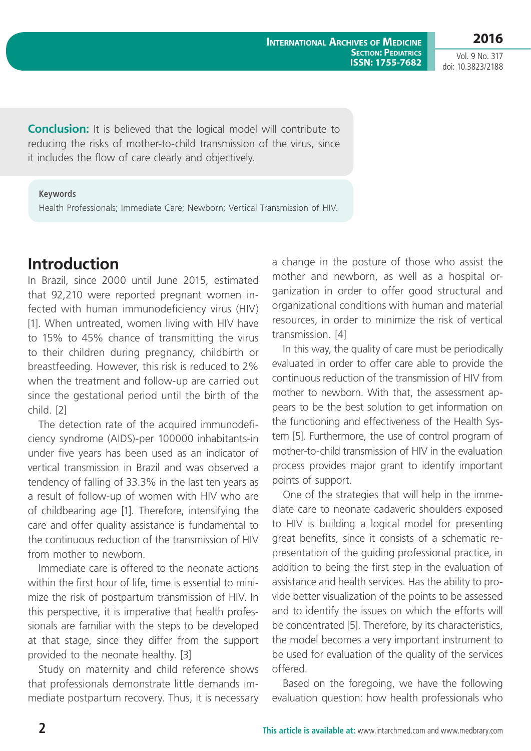**Conclusion:** It is believed that the logical model will contribute to reducing the risks of mother-to-child transmission of the virus, since it includes the flow of care clearly and objectively.

**Keywords**

Health Professionals; Immediate Care; Newborn; Vertical Transmission of HIV.

## Introduction

In Brazil, since 2000 until June 2015, estimated that 92,210 were reported pregnant women infected with human immunodeficiency virus (HIV) [1]. When untreated, women living with HIV have to 15% to 45% chance of transmitting the virus to their children during pregnancy, childbirth or breastfeeding. However, this risk is reduced to 2% when the treatment and follow-up are carried out since the gestational period until the birth of the child. [2]

The detection rate of the acquired immunodeficiency syndrome (AIDS)-per 100000 inhabitants-in under five years has been used as an indicator of vertical transmission in Brazil and was observed a tendency of falling of 33.3% in the last ten years as a result of follow-up of women with HIV who are of childbearing age [1]. Therefore, intensifying the care and offer quality assistance is fundamental to the continuous reduction of the transmission of HIV from mother to newborn.

Immediate care is offered to the neonate actions within the first hour of life, time is essential to minimize the risk of postpartum transmission of HIV. In this perspective, it is imperative that health professionals are familiar with the steps to be developed at that stage, since they differ from the support provided to the neonate healthy. [3]

Study on maternity and child reference shows that professionals demonstrate little demands immediate postpartum recovery. Thus, it is necessary a change in the posture of those who assist the mother and newborn, as well as a hospital organization in order to offer good structural and organizational conditions with human and material resources, in order to minimize the risk of vertical transmission. [4]

In this way, the quality of care must be periodically evaluated in order to offer care able to provide the continuous reduction of the transmission of HIV from mother to newborn. With that, the assessment appears to be the best solution to get information on the functioning and effectiveness of the Health System [5]. Furthermore, the use of control program of mother-to-child transmission of HIV in the evaluation process provides major grant to identify important points of support.

One of the strategies that will help in the immediate care to neonate cadaveric shoulders exposed to HIV is building a logical model for presenting great benefits, since it consists of a schematic representation of the guiding professional practice, in addition to being the first step in the evaluation of assistance and health services. Has the ability to provide better visualization of the points to be assessed and to identify the issues on which the efforts will be concentrated [5]. Therefore, by its characteristics, the model becomes a very important instrument to be used for evaluation of the quality of the services offered.

Based on the foregoing, we have the following evaluation question: how health professionals who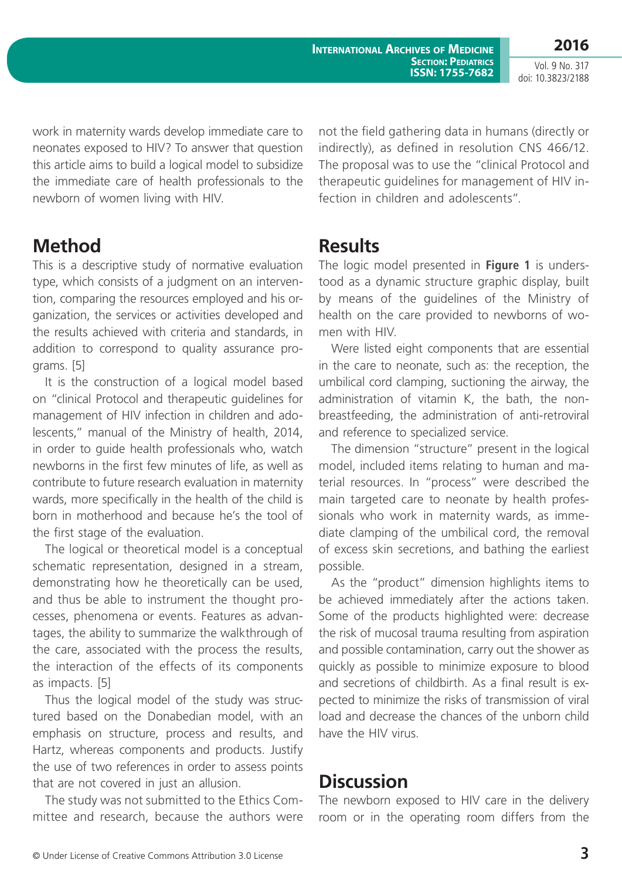work in maternity wards develop immediate care to neonates exposed to HIV? To answer that question this article aims to build a logical model to subsidize the immediate care of health professionals to the newborn of women living with HIV.

## Method

This is a descriptive study of normative evaluation type, which consists of a judgment on an intervention, comparing the resources employed and his organization, the services or activities developed and the results achieved with criteria and standards, in addition to correspond to quality assurance programs. [5]

It is the construction of a logical model based on "clinical Protocol and therapeutic guidelines for management of HIV infection in children and adolescents," manual of the Ministry of health, 2014, in order to guide health professionals who, watch newborns in the first few minutes of life, as well as contribute to future research evaluation in maternity wards, more specifically in the health of the child is born in motherhood and because he's the tool of the first stage of the evaluation.

The logical or theoretical model is a conceptual schematic representation, designed in a stream, demonstrating how he theoretically can be used, and thus be able to instrument the thought processes, phenomena or events. Features as advantages, the ability to summarize the walkthrough of the care, associated with the process the results, the interaction of the effects of its components as impacts. [5]

Thus the logical model of the study was structured based on the Donabedian model, with an emphasis on structure, process and results, and Hartz, whereas components and products. Justify the use of two references in order to assess points that are not covered in just an allusion.

The study was not submitted to the Ethics Committee and research, because the authors were not the field gathering data in humans (directly or indirectly), as defined in resolution CNS 466/12. The proposal was to use the "clinical Protocol and therapeutic guidelines for management of HIV infection in children and adolescents".

## Results

The logic model presented in **Figure 1** is understood as a dynamic structure graphic display, built by means of the guidelines of the Ministry of health on the care provided to newborns of women with HIV.

Were listed eight components that are essential in the care to neonate, such as: the reception, the umbilical cord clamping, suctioning the airway, the administration of vitamin K, the bath, the non-breastfeeding, the administration of anti-retroviral and reference to specialized service.

The dimension "structure" present in the logical model, included items relating to human and material resources. In "process" were described the main targeted care to neonate by health professionals who work in maternity wards, as immediate clamping of the umbilical cord, the removal of excess skin secretions, and bathing the earliest possible.

As the "product" dimension highlights items to be achieved immediately after the actions taken. Some of the products highlighted were: decrease the risk of mucosal trauma resulting from aspiration and possible contamination, carry out the shower as quickly as possible to minimize exposure to blood and secretions of childbirth. As a final result is expected to minimize the risks of transmission of viral load and decrease the chances of the unborn child have the HIV virus.

## Discussion

The newborn exposed to HIV care in the delivery room or in the operating room differs from the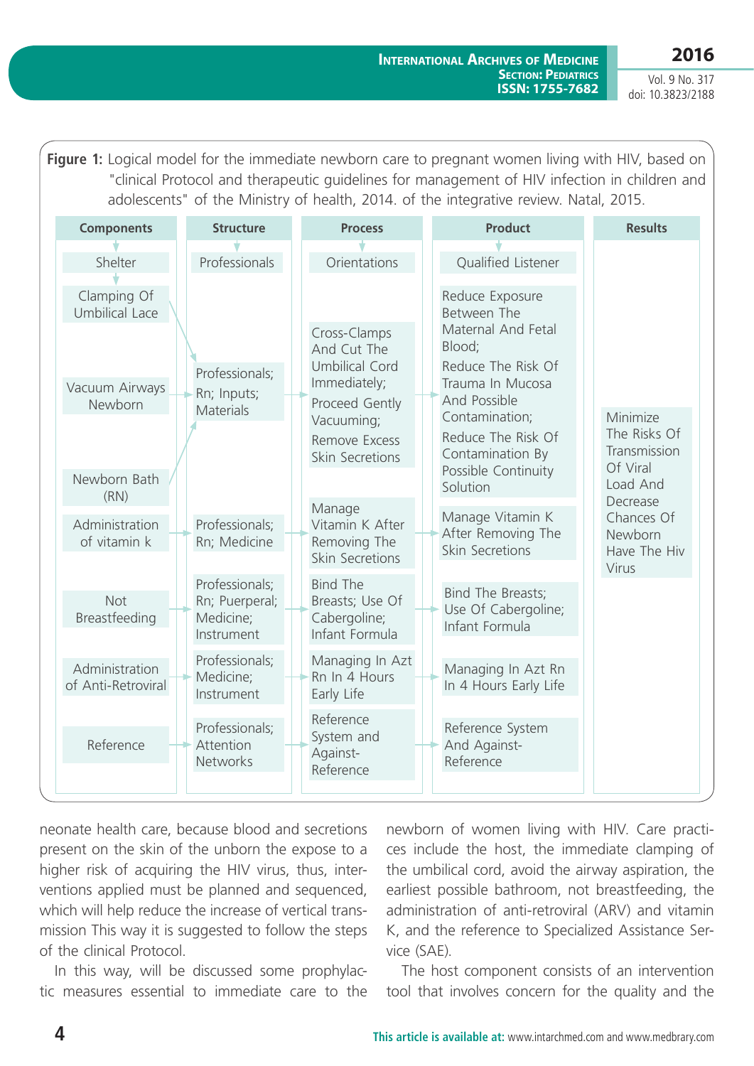**Figure 1:** Logical model for the immediate newborn care to pregnant women living with HIV, based on "clinical Protocol and therapeutic guidelines for management of HIV infection in children and adolescents" of the Ministry of health, 2014. of the integrative review. Natal, 2015.

| Components | Structure | Process | Product | Results |
|---|---|---|---|---|
| Shelter | Professionals | Orientations | Qualified Listener | Minimize The Risks Of Transmission Of Viral Load And Decrease Chances Of Newborn Have The Hiv Virus |
| Clamping Of Umbilical Lace; Vacuum Airways Newborn; Newborn Bath (RN) | Professionals; Rn; Inputs; Materials | Cross-Clamps And Cut The Umbilical Cord Immediately; Proceed Gently Vacuuming; Remove Excess Skin Secretions | Reduce Exposure Between The Maternal And Fetal Blood; Reduce The Risk Of Trauma In Mucosa And Possible Contamination; Reduce The Risk Of Contamination By Possible Continuity Solution | |
| Administration of vitamin k | Professionals; Rn; Medicine | Manage Vitamin K After Removing The Skin Secretions | Manage Vitamin K After Removing The Skin Secretions | |
| Not Breastfeeding | Professionals; Rn; Puerperal; Medicine; Instrument | Bind The Breasts; Use Of Cabergoline; Infant Formula | Bind The Breasts; Use Of Cabergoline; Infant Formula | |
| Administration of Anti-Retroviral | Professionals; Medicine; Instrument | Managing In Azt Rn In 4 Hours Early Life | Managing In Azt Rn In 4 Hours Early Life | |
| Reference | Professionals; Attention Networks | Reference System and Against-Reference | Reference System And Against-Reference | |

neonate health care, because blood and secretions present on the skin of the unborn the expose to a higher risk of acquiring the HIV virus, thus, interventions applied must be planned and sequenced, which will help reduce the increase of vertical transmission This way it is suggested to follow the steps of the clinical Protocol.

In this way, will be discussed some prophylactic measures essential to immediate care to the newborn of women living with HIV. Care practices include the host, the immediate clamping of the umbilical cord, avoid the airway aspiration, the earliest possible bathroom, not breastfeeding, the administration of anti-retroviral (ARV) and vitamin K, and the reference to Specialized Assistance Service (SAE).

The host component consists of an intervention tool that involves concern for the quality and the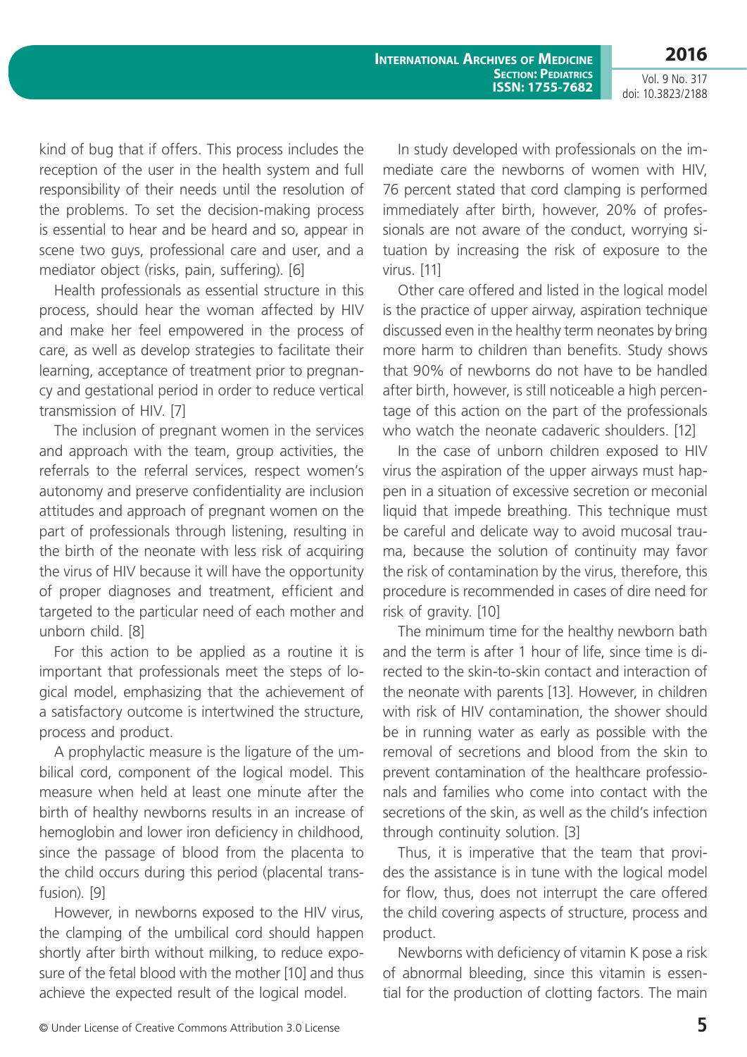kind of bug that if offers. This process includes the reception of the user in the health system and full responsibility of their needs until the resolution of the problems. To set the decision-making process is essential to hear and be heard and so, appear in scene two guys, professional care and user, and a mediator object (risks, pain, suffering). [6]

Health professionals as essential structure in this process, should hear the woman affected by HIV and make her feel empowered in the process of care, as well as develop strategies to facilitate their learning, acceptance of treatment prior to pregnancy and gestational period in order to reduce vertical transmission of HIV. [7]

The inclusion of pregnant women in the services and approach with the team, group activities, the referrals to the referral services, respect women's autonomy and preserve confidentiality are inclusion attitudes and approach of pregnant women on the part of professionals through listening, resulting in the birth of the neonate with less risk of acquiring the virus of HIV because it will have the opportunity of proper diagnoses and treatment, efficient and targeted to the particular need of each mother and unborn child. [8]

For this action to be applied as a routine it is important that professionals meet the steps of logical model, emphasizing that the achievement of a satisfactory outcome is intertwined the structure, process and product.

A prophylactic measure is the ligature of the umbilical cord, component of the logical model. This measure when held at least one minute after the birth of healthy newborns results in an increase of hemoglobin and lower iron deficiency in childhood, since the passage of blood from the placenta to the child occurs during this period (placental transfusion). [9]

However, in newborns exposed to the HIV virus, the clamping of the umbilical cord should happen shortly after birth without milking, to reduce exposure of the fetal blood with the mother [10] and thus achieve the expected result of the logical model.

In study developed with professionals on the immediate care the newborns of women with HIV, 76 percent stated that cord clamping is performed immediately after birth, however, 20% of professionals are not aware of the conduct, worrying situation by increasing the risk of exposure to the virus. [11]

Other care offered and listed in the logical model is the practice of upper airway, aspiration technique discussed even in the healthy term neonates by bring more harm to children than benefits. Study shows that 90% of newborns do not have to be handled after birth, however, is still noticeable a high percentage of this action on the part of the professionals who watch the neonate cadaveric shoulders. [12]

In the case of unborn children exposed to HIV virus the aspiration of the upper airways must happen in a situation of excessive secretion or meconial liquid that impede breathing. This technique must be careful and delicate way to avoid mucosal trauma, because the solution of continuity may favor the risk of contamination by the virus, therefore, this procedure is recommended in cases of dire need for risk of gravity. [10]

The minimum time for the healthy newborn bath and the term is after 1 hour of life, since time is directed to the skin-to-skin contact and interaction of the neonate with parents [13]. However, in children with risk of HIV contamination, the shower should be in running water as early as possible with the removal of secretions and blood from the skin to prevent contamination of the healthcare professionals and families who come into contact with the secretions of the skin, as well as the child's infection through continuity solution. [3]

Thus, it is imperative that the team that provides the assistance is in tune with the logical model for flow, thus, does not interrupt the care offered the child covering aspects of structure, process and product.

Newborns with deficiency of vitamin K pose a risk of abnormal bleeding, since this vitamin is essential for the production of clotting factors. The main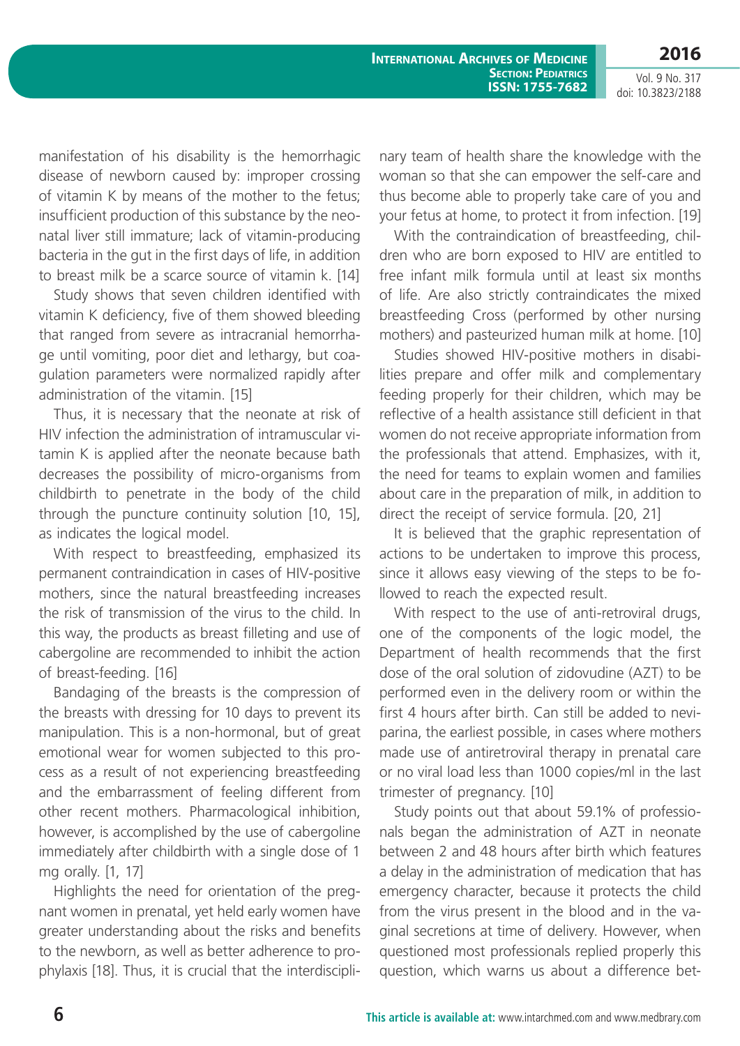manifestation of his disability is the hemorrhagic disease of newborn caused by: improper crossing of vitamin K by means of the mother to the fetus; insufficient production of this substance by the neonatal liver still immature; lack of vitamin-producing bacteria in the gut in the first days of life, in addition to breast milk be a scarce source of vitamin k. [14]

Study shows that seven children identified with vitamin K deficiency, five of them showed bleeding that ranged from severe as intracranial hemorrhage until vomiting, poor diet and lethargy, but coagulation parameters were normalized rapidly after administration of the vitamin. [15]

Thus, it is necessary that the neonate at risk of HIV infection the administration of intramuscular vitamin K is applied after the neonate because bath decreases the possibility of micro-organisms from childbirth to penetrate in the body of the child through the puncture continuity solution [10, 15], as indicates the logical model.

With respect to breastfeeding, emphasized its permanent contraindication in cases of HIV-positive mothers, since the natural breastfeeding increases the risk of transmission of the virus to the child. In this way, the products as breast filleting and use of cabergoline are recommended to inhibit the action of breast-feeding. [16]

Bandaging of the breasts is the compression of the breasts with dressing for 10 days to prevent its manipulation. This is a non-hormonal, but of great emotional wear for women subjected to this process as a result of not experiencing breastfeeding and the embarrassment of feeling different from other recent mothers. Pharmacological inhibition, however, is accomplished by the use of cabergoline immediately after childbirth with a single dose of 1 mg orally. [1, 17]

Highlights the need for orientation of the pregnant women in prenatal, yet held early women have greater understanding about the risks and benefits to the newborn, as well as better adherence to prophylaxis [18]. Thus, it is crucial that the interdisciplinary team of health share the knowledge with the woman so that she can empower the self-care and thus become able to properly take care of you and your fetus at home, to protect it from infection. [19]

With the contraindication of breastfeeding, children who are born exposed to HIV are entitled to free infant milk formula until at least six months of life. Are also strictly contraindicates the mixed breastfeeding Cross (performed by other nursing mothers) and pasteurized human milk at home. [10]

Studies showed HIV-positive mothers in disabilities prepare and offer milk and complementary feeding properly for their children, which may be reflective of a health assistance still deficient in that women do not receive appropriate information from the professionals that attend. Emphasizes, with it, the need for teams to explain women and families about care in the preparation of milk, in addition to direct the receipt of service formula. [20, 21]

It is believed that the graphic representation of actions to be undertaken to improve this process, since it allows easy viewing of the steps to be followed to reach the expected result.

With respect to the use of anti-retroviral drugs, one of the components of the logic model, the Department of health recommends that the first dose of the oral solution of zidovudine (AZT) to be performed even in the delivery room or within the first 4 hours after birth. Can still be added to neviparina, the earliest possible, in cases where mothers made use of antiretroviral therapy in prenatal care or no viral load less than 1000 copies/ml in the last trimester of pregnancy. [10]

Study points out that about 59.1% of professionals began the administration of AZT in neonate between 2 and 48 hours after birth which features a delay in the administration of medication that has emergency character, because it protects the child from the virus present in the blood and in the vaginal secretions at time of delivery. However, when questioned most professionals replied properly this question, which warns us about a difference bet-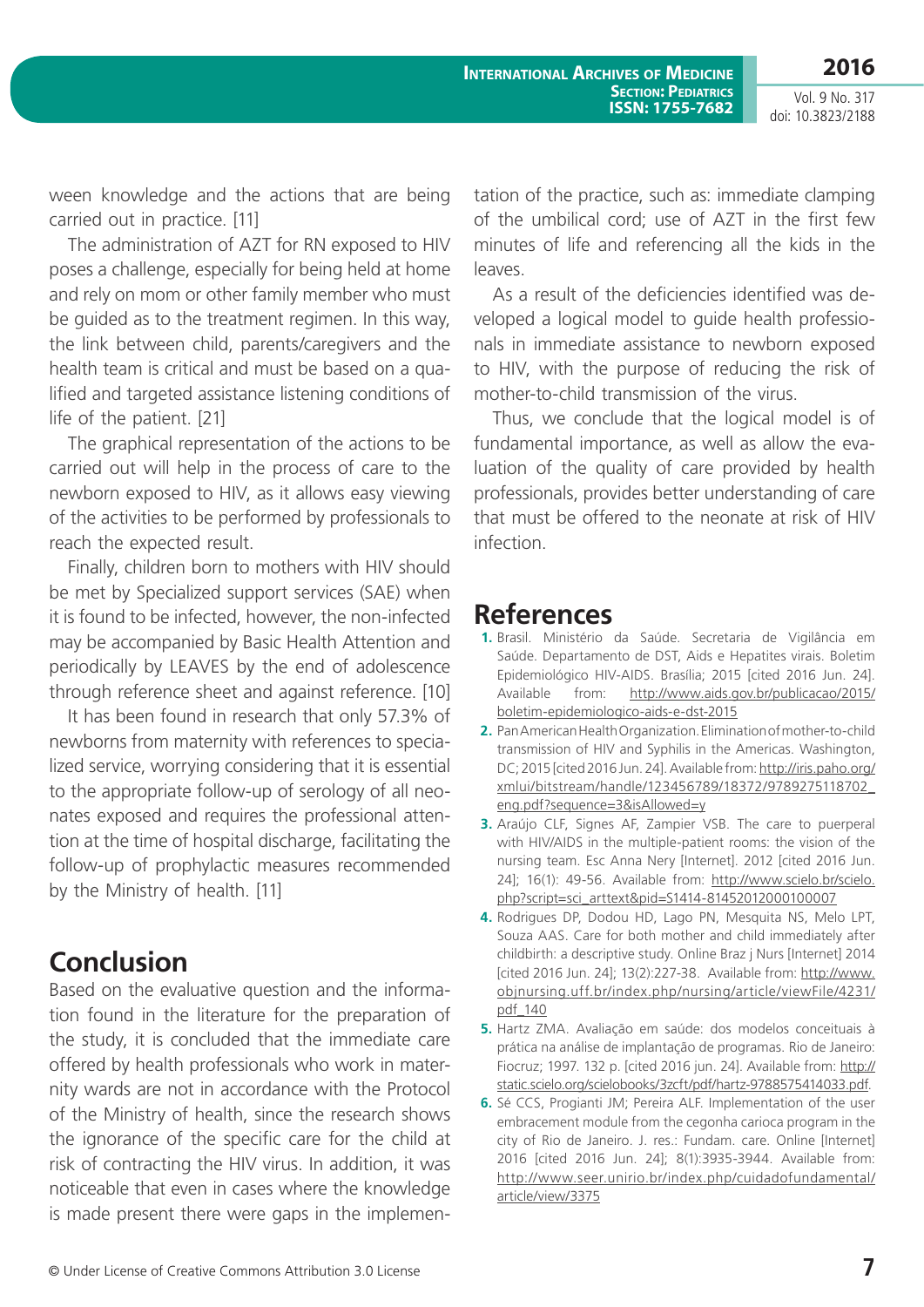ween knowledge and the actions that are being carried out in practice. [11]

The administration of AZT for RN exposed to HIV poses a challenge, especially for being held at home and rely on mom or other family member who must be guided as to the treatment regimen. In this way, the link between child, parents/caregivers and the health team is critical and must be based on a qualified and targeted assistance listening conditions of life of the patient. [21]

The graphical representation of the actions to be carried out will help in the process of care to the newborn exposed to HIV, as it allows easy viewing of the activities to be performed by professionals to reach the expected result.

Finally, children born to mothers with HIV should be met by Specialized support services (SAE) when it is found to be infected, however, the non-infected may be accompanied by Basic Health Attention and periodically by LEAVES by the end of adolescence through reference sheet and against reference. [10]

It has been found in research that only 57.3% of newborns from maternity with references to specialized service, worrying considering that it is essential to the appropriate follow-up of serology of all neonates exposed and requires the professional attention at the time of hospital discharge, facilitating the follow-up of prophylactic measures recommended by the Ministry of health. [11]

## Conclusion

Based on the evaluative question and the information found in the literature for the preparation of the study, it is concluded that the immediate care offered by health professionals who work in maternity wards are not in accordance with the Protocol of the Ministry of health, since the research shows the ignorance of the specific care for the child at risk of contracting the HIV virus. In addition, it was noticeable that even in cases where the knowledge is made present there were gaps in the implementation of the practice, such as: immediate clamping of the umbilical cord; use of AZT in the first few minutes of life and referencing all the kids in the leaves.

As a result of the deficiencies identified was developed a logical model to guide health professionals in immediate assistance to newborn exposed to HIV, with the purpose of reducing the risk of mother-to-child transmission of the virus.

Thus, we conclude that the logical model is of fundamental importance, as well as allow the evaluation of the quality of care provided by health professionals, provides better understanding of care that must be offered to the neonate at risk of HIV infection.

## References

1. Brasil. Ministério da Saúde. Secretaria de Vigilância em Saúde. Departamento de DST, Aids e Hepatites virais. Boletim Epidemiológico HIV-AIDS. Brasília; 2015 [cited 2016 Jun. 24]. Available from: http://www.aids.gov.br/publicacao/2015/boletim-epidemiologico-aids-e-dst-2015
2. Pan American Health Organization. Elimination of mother-to-child transmission of HIV and Syphilis in the Americas. Washington, DC; 2015 [cited 2016 Jun. 24]. Available from: http://iris.paho.org/xmlui/bitstream/handle/123456789/18372/9789275118702_eng.pdf?sequence=3&isAllowed=y
3. Araújo CLF, Signes AF, Zampier VSB. The care to puerperal with HIV/AIDS in the multiple-patient rooms: the vision of the nursing team. Esc Anna Nery [Internet]. 2012 [cited 2016 Jun. 24]; 16(1): 49-56. Available from: http://www.scielo.br/scielo.php?script=sci_arttext&pid=S1414-81452012000100007
4. Rodrigues DP, Dodou HD, Lago PN, Mesquita NS, Melo LPT, Souza AAS. Care for both mother and child immediately after childbirth: a descriptive study. Online Braz j Nurs [Internet] 2014 [cited 2016 Jun. 24]; 13(2):227-38. Available from: http://www.objnursing.uff.br/index.php/nursing/article/viewFile/4231/pdf_140
5. Hartz ZMA. Avaliação em saúde: dos modelos conceituais à prática na análise de implantação de programas. Rio de Janeiro: Fiocruz; 1997. 132 p. [cited 2016 jun. 24]. Available from: http://static.scielo.org/scielobooks/3zcft/pdf/hartz-9788575414033.pdf.
6. Sé CCS, Progianti JM; Pereira ALF. Implementation of the user embracement module from the cegonha carioca program in the city of Rio de Janeiro. J. res.: Fundam. care. Online [Internet] 2016 [cited 2016 Jun. 24]; 8(1):3935-3944. Available from: http://www.seer.unirio.br/index.php/cuidadofundamental/article/view/3375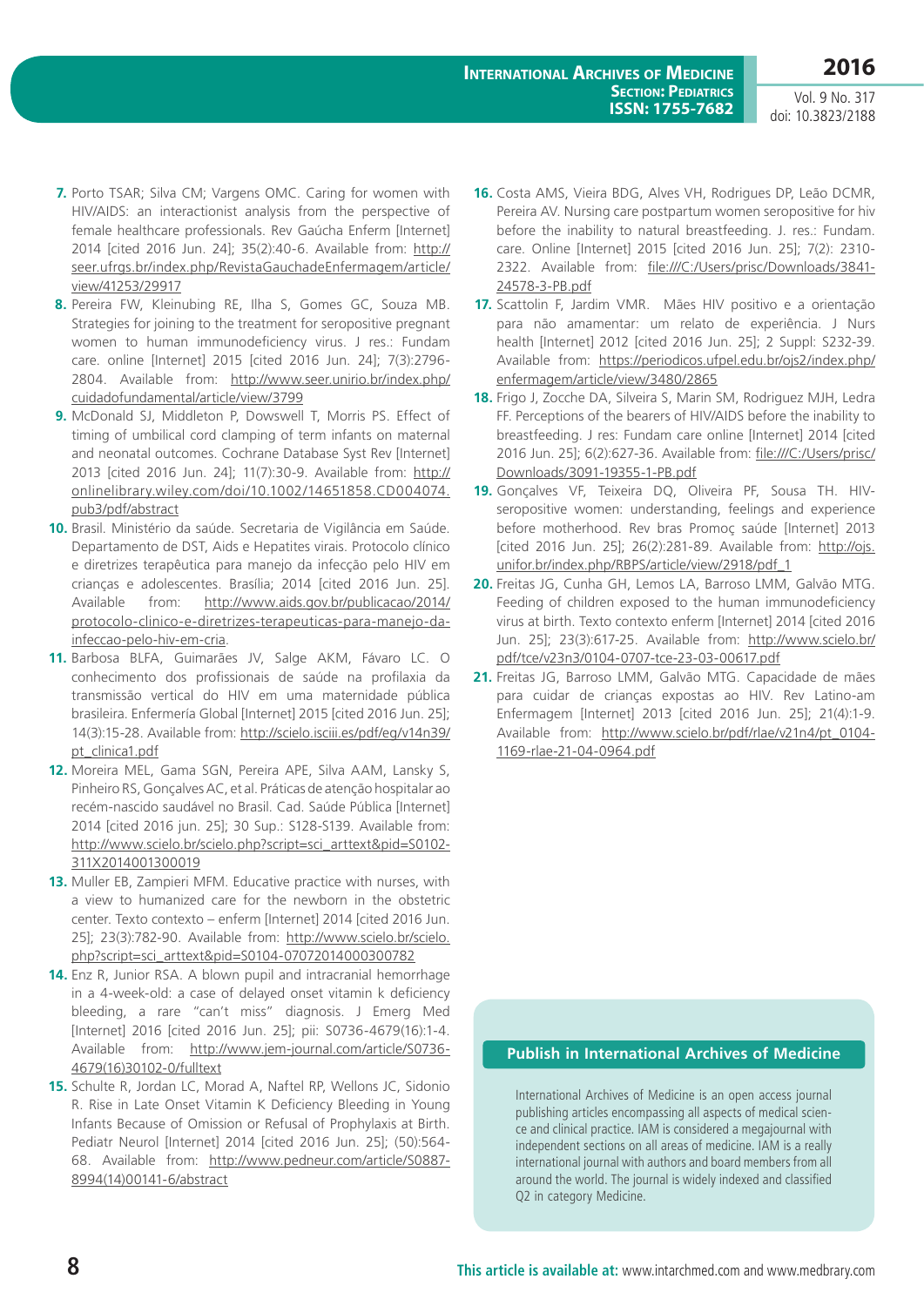7. Porto TSAR; Silva CM; Vargens OMC. Caring for women with HIV/AIDS: an interactionist analysis from the perspective of female healthcare professionals. Rev Gaúcha Enferm [Internet] 2014 [cited 2016 Jun. 24]; 35(2):40-6. Available from: http://seer.ufrgs.br/index.php/RevistaGauchadeEnfermagem/article/view/41253/29917
8. Pereira FW, Kleinubing RE, Ilha S, Gomes GC, Souza MB. Strategies for joining to the treatment for seropositive pregnant women to human immunodeficiency virus. J res.: Fundam care. online [Internet] 2015 [cited 2016 Jun. 24]; 7(3):2796-2804. Available from: http://www.seer.unirio.br/index.php/cuidadofundamental/article/view/3799
9. McDonald SJ, Middleton P, Dowswell T, Morris PS. Effect of timing of umbilical cord clamping of term infants on maternal and neonatal outcomes. Cochrane Database Syst Rev [Internet] 2013 [cited 2016 Jun. 24]; 11(7):30-9. Available from: http://onlinelibrary.wiley.com/doi/10.1002/14651858.CD004074.pub3/pdf/abstract
10. Brasil. Ministério da saúde. Secretaria de Vigilância em Saúde. Departamento de DST, Aids e Hepatites virais. Protocolo clínico e diretrizes terapêutica para manejo da infecção pelo HIV em crianças e adolescentes. Brasília; 2014 [cited 2016 Jun. 25]. Available from: http://www.aids.gov.br/publicacao/2014/protocolo-clinico-e-diretrizes-terapeuticas-para-manejo-da-infeccao-pelo-hiv-em-cria.
11. Barbosa BLFA, Guimarães JV, Salge AKM, Fávaro LC. O conhecimento dos profissionais de saúde na profilaxia da transmissão vertical do HIV em uma maternidade pública brasileira. Enfermería Global [Internet] 2015 [cited 2016 Jun. 25]; 14(3):15-28. Available from: http://scielo.isciii.es/pdf/eg/v14n39/pt_clinica1.pdf
12. Moreira MEL, Gama SGN, Pereira APE, Silva AAM, Lansky S, Pinheiro RS, Gonçalves AC, et al. Práticas de atenção hospitalar ao recém-nascido saudável no Brasil. Cad. Saúde Pública [Internet] 2014 [cited 2016 jun. 25]; 30 Sup.: S128-S139. Available from: http://www.scielo.br/scielo.php?script=sci_arttext&pid=S0102-311X2014001300019
13. Muller EB, Zampieri MFM. Educative practice with nurses, with a view to humanized care for the newborn in the obstetric center. Texto contexto – enferm [Internet] 2014 [cited 2016 Jun. 25]; 23(3):782-90. Available from: http://www.scielo.br/scielo.php?script=sci_arttext&pid=S0104-07072014000300782
14. Enz R, Junior RSA. A blown pupil and intracranial hemorrhage in a 4-week-old: a case of delayed onset vitamin k deficiency bleeding, a rare "can't miss" diagnosis. J Emerg Med [Internet] 2016 [cited 2016 Jun. 25]; pii: S0736-4679(16):1-4. Available from: http://www.jem-journal.com/article/S0736-4679(16)30102-0/fulltext
15. Schulte R, Jordan LC, Morad A, Naftel RP, Wellons JC, Sidonio R. Rise in Late Onset Vitamin K Deficiency Bleeding in Young Infants Because of Omission or Refusal of Prophylaxis at Birth. Pediatr Neurol [Internet] 2014 [cited 2016 Jun. 25]; (50):564-68. Available from: http://www.pedneur.com/article/S0887-8994(14)00141-6/abstract
16. Costa AMS, Vieira BDG, Alves VH, Rodrigues DP, Leão DCMR, Pereira AV. Nursing care postpartum women seropositive for hiv before the inability to natural breastfeeding. J. res.: Fundam. care. Online [Internet] 2015 [cited 2016 Jun. 25]; 7(2): 2310-2322. Available from: file:///C:/Users/prisc/Downloads/3841-24578-3-PB.pdf
17. Scattolin F, Jardim VMR. Mães HIV positivo e a orientação para não amamentar: um relato de experiência. J Nurs health [Internet] 2012 [cited 2016 Jun. 25]; 2 Suppl: S232-39. Available from: https://periodicos.ufpel.edu.br/ojs2/index.php/enfermagem/article/view/3480/2865
18. Frigo J, Zocche DA, Silveira S, Marin SM, Rodriguez MJH, Ledra FF. Perceptions of the bearers of HIV/AIDS before the inability to breastfeeding. J res: Fundam care online [Internet] 2014 [cited 2016 Jun. 25]; 6(2):627-36. Available from: file:///C:/Users/prisc/Downloads/3091-19355-1-PB.pdf
19. Gonçalves VF, Teixeira DQ, Oliveira PF, Sousa TH. HIV-seropositive women: understanding, feelings and experience before motherhood. Rev bras Promoç saúde [Internet] 2013 [cited 2016 Jun. 25]; 26(2):281-89. Available from: http://ojs.unifor.br/index.php/RBPS/article/view/2918/pdf_1
20. Freitas JG, Cunha GH, Lemos LA, Barroso LMM, Galvão MTG. Feeding of children exposed to the human immunodeficiency virus at birth. Texto contexto enferm [Internet] 2014 [cited 2016 Jun. 25]; 23(3):617-25. Available from: http://www.scielo.br/pdf/tce/v23n3/0104-0707-tce-23-03-00617.pdf
21. Freitas JG, Barroso LMM, Galvão MTG. Capacidade de mães para cuidar de crianças expostas ao HIV. Rev Latino-am Enfermagem [Internet] 2013 [cited 2016 Jun. 25]; 21(4):1-9. Available from: http://www.scielo.br/pdf/rlae/v21n4/pt_0104-1169-rlae-21-04-0964.pdf

**Publish in International Archives of Medicine**

International Archives of Medicine is an open access journal publishing articles encompassing all aspects of medical science and clinical practice. IAM is considered a megajournal with independent sections on all areas of medicine. IAM is a really international journal with authors and board members from all around the world. The journal is widely indexed and classified Q2 in category Medicine.